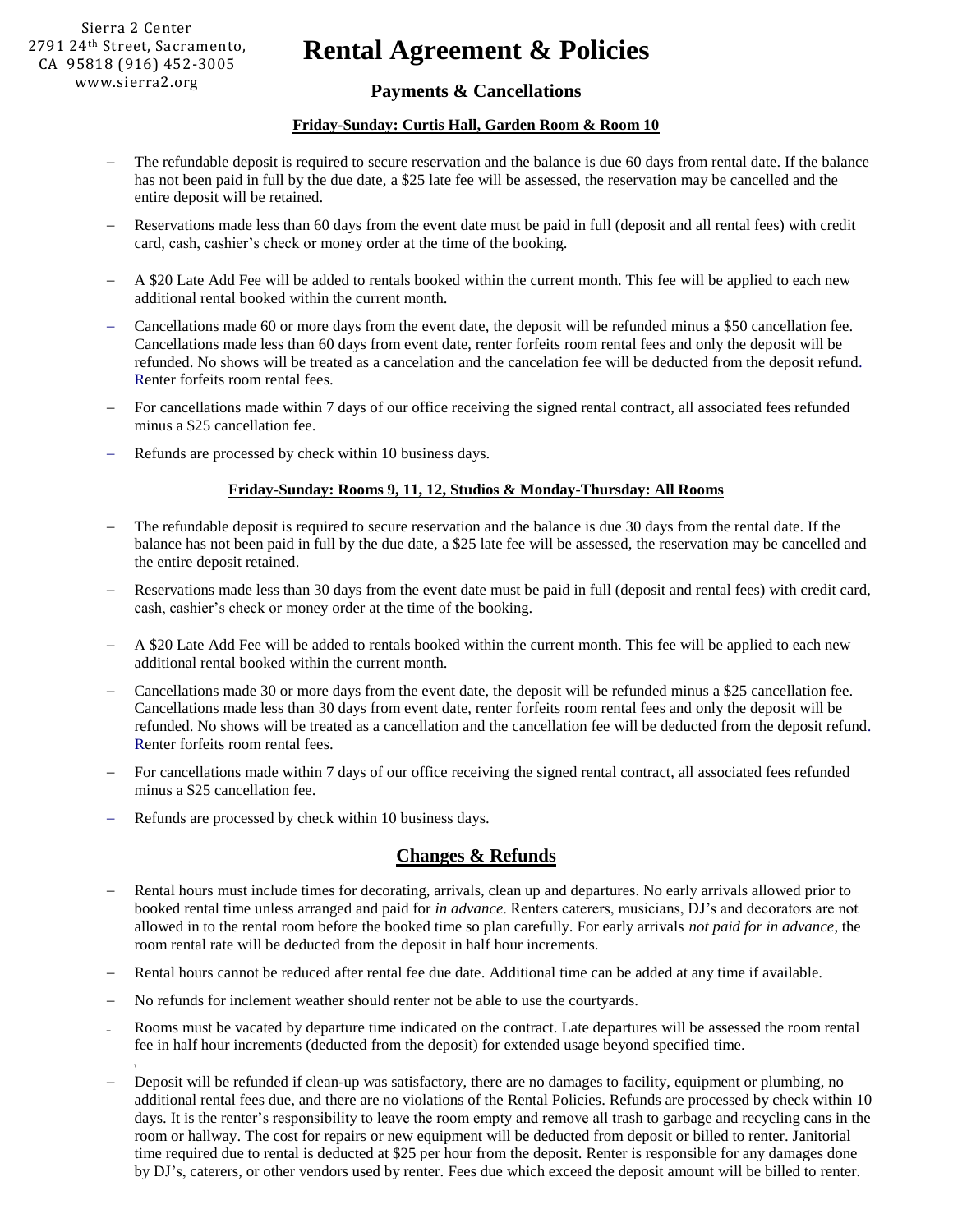Sierra 2 Center
2791 24th Street, Sacramento, CA 95818 (916) 452-3005
www.sierra2.org

# Rental Agreement & Policies

## Payments & Cancellations

### Friday-Sunday: Curtis Hall, Garden Room & Room 10

- The refundable deposit is required to secure reservation and the balance is due 60 days from rental date. If the balance has not been paid in full by the due date, a $25 late fee will be assessed, the reservation may be cancelled and the entire deposit will be retained.
- Reservations made less than 60 days from the event date must be paid in full (deposit and all rental fees) with credit card, cash, cashier's check or money order at the time of the booking.
- A $20 Late Add Fee will be added to rentals booked within the current month. This fee will be applied to each new additional rental booked within the current month.
- Cancellations made 60 or more days from the event date, the deposit will be refunded minus a $50 cancellation fee. Cancellations made less than 60 days from event date, renter forfeits room rental fees and only the deposit will be refunded. No shows will be treated as a cancelation and the cancelation fee will be deducted from the deposit refund. Renter forfeits room rental fees.
- For cancellations made within 7 days of our office receiving the signed rental contract, all associated fees refunded minus a $25 cancellation fee.
- Refunds are processed by check within 10 business days.

### Friday-Sunday: Rooms 9, 11, 12, Studios & Monday-Thursday: All Rooms

- The refundable deposit is required to secure reservation and the balance is due 30 days from the rental date. If the balance has not been paid in full by the due date, a $25 late fee will be assessed, the reservation may be cancelled and the entire deposit retained.
- Reservations made less than 30 days from the event date must be paid in full (deposit and rental fees) with credit card, cash, cashier's check or money order at the time of the booking.
- A $20 Late Add Fee will be added to rentals booked within the current month. This fee will be applied to each new additional rental booked within the current month.
- Cancellations made 30 or more days from the event date, the deposit will be refunded minus a $25 cancellation fee. Cancellations made less than 30 days from event date, renter forfeits room rental fees and only the deposit will be refunded. No shows will be treated as a cancellation and the cancellation fee will be deducted from the deposit refund. Renter forfeits room rental fees.
- For cancellations made within 7 days of our office receiving the signed rental contract, all associated fees refunded minus a $25 cancellation fee.
- Refunds are processed by check within 10 business days.

## Changes & Refunds

- Rental hours must include times for decorating, arrivals, clean up and departures. No early arrivals allowed prior to booked rental time unless arranged and paid for *in advance*. Renters caterers, musicians, DJ's and decorators are not allowed in to the rental room before the booked time so plan carefully. For early arrivals *not paid for in advance*, the room rental rate will be deducted from the deposit in half hour increments.
- Rental hours cannot be reduced after rental fee due date. Additional time can be added at any time if available.
- No refunds for inclement weather should renter not be able to use the courtyards.
- Rooms must be vacated by departure time indicated on the contract. Late departures will be assessed the room rental fee in half hour increments (deducted from the deposit) for extended usage beyond specified time.
- Deposit will be refunded if clean-up was satisfactory, there are no damages to facility, equipment or plumbing, no additional rental fees due, and there are no violations of the Rental Policies. Refunds are processed by check within 10 days. It is the renter's responsibility to leave the room empty and remove all trash to garbage and recycling cans in the room or hallway. The cost for repairs or new equipment will be deducted from deposit or billed to renter. Janitorial time required due to rental is deducted at $25 per hour from the deposit. Renter is responsible for any damages done by DJ's, caterers, or other vendors used by renter. Fees due which exceed the deposit amount will be billed to renter.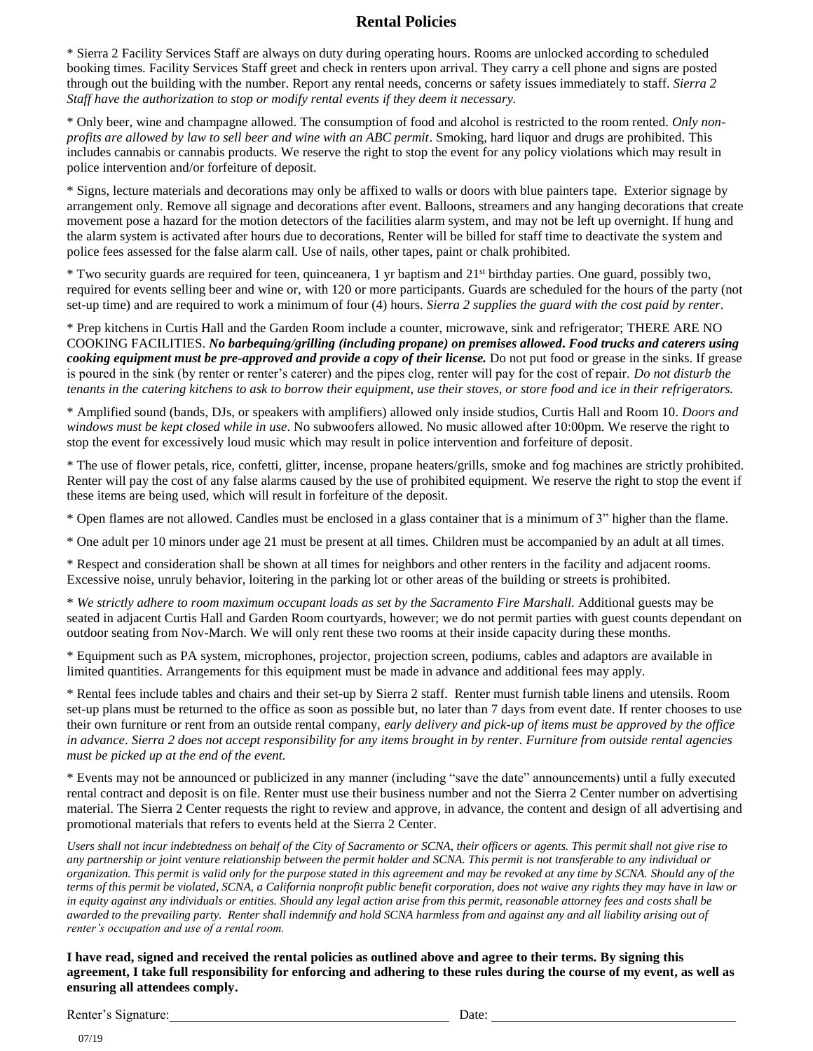## Rental Policies

* Sierra 2 Facility Services Staff are always on duty during operating hours. Rooms are unlocked according to scheduled booking times. Facility Services Staff greet and check in renters upon arrival. They carry a cell phone and signs are posted through out the building with the number. Report any rental needs, concerns or safety issues immediately to staff. *Sierra 2 Staff have the authorization to stop or modify rental events if they deem it necessary.*

* Only beer, wine and champagne allowed. The consumption of food and alcohol is restricted to the room rented. *Only non-profits are allowed by law to sell beer and wine with an ABC permit*. Smoking, hard liquor and drugs are prohibited. This includes cannabis or cannabis products. We reserve the right to stop the event for any policy violations which may result in police intervention and/or forfeiture of deposit.

* Signs, lecture materials and decorations may only be affixed to walls or doors with blue painters tape. Exterior signage by arrangement only. Remove all signage and decorations after event. Balloons, streamers and any hanging decorations that create movement pose a hazard for the motion detectors of the facilities alarm system, and may not be left up overnight. If hung and the alarm system is activated after hours due to decorations, Renter will be billed for staff time to deactivate the system and police fees assessed for the false alarm call. Use of nails, other tapes, paint or chalk prohibited.

* Two security guards are required for teen, quinceanera, 1 yr baptism and 21st birthday parties. One guard, possibly two, required for events selling beer and wine or, with 120 or more participants. Guards are scheduled for the hours of the party (not set-up time) and are required to work a minimum of four (4) hours. *Sierra 2 supplies the guard with the cost paid by renter*.

* Prep kitchens in Curtis Hall and the Garden Room include a counter, microwave, sink and refrigerator; THERE ARE NO COOKING FACILITIES. ***No barbequing/grilling (including propane) on premises allowed. Food trucks and caterers using cooking equipment must be pre-approved and provide a copy of their license.*** Do not put food or grease in the sinks. If grease is poured in the sink (by renter or renter's caterer) and the pipes clog, renter will pay for the cost of repair. *Do not disturb the tenants in the catering kitchens to ask to borrow their equipment, use their stoves, or store food and ice in their refrigerators.*

* Amplified sound (bands, DJs, or speakers with amplifiers) allowed only inside studios, Curtis Hall and Room 10. *Doors and windows must be kept closed while in use*. No subwoofers allowed. No music allowed after 10:00pm. We reserve the right to stop the event for excessively loud music which may result in police intervention and forfeiture of deposit.

* The use of flower petals, rice, confetti, glitter, incense, propane heaters/grills, smoke and fog machines are strictly prohibited. Renter will pay the cost of any false alarms caused by the use of prohibited equipment. We reserve the right to stop the event if these items are being used, which will result in forfeiture of the deposit.

* Open flames are not allowed. Candles must be enclosed in a glass container that is a minimum of 3" higher than the flame.

* One adult per 10 minors under age 21 must be present at all times. Children must be accompanied by an adult at all times.

* Respect and consideration shall be shown at all times for neighbors and other renters in the facility and adjacent rooms. Excessive noise, unruly behavior, loitering in the parking lot or other areas of the building or streets is prohibited.

* *We strictly adhere to room maximum occupant loads as set by the Sacramento Fire Marshall.* Additional guests may be seated in adjacent Curtis Hall and Garden Room courtyards, however; we do not permit parties with guest counts dependant on outdoor seating from Nov-March. We will only rent these two rooms at their inside capacity during these months.

* Equipment such as PA system, microphones, projector, projection screen, podiums, cables and adaptors are available in limited quantities. Arrangements for this equipment must be made in advance and additional fees may apply.

* Rental fees include tables and chairs and their set-up by Sierra 2 staff. Renter must furnish table linens and utensils. Room set-up plans must be returned to the office as soon as possible but, no later than 7 days from event date. If renter chooses to use their own furniture or rent from an outside rental company, *early delivery and pick-up of items must be approved by the office in advance*. *Sierra 2 does not accept responsibility for any items brought in by renter. Furniture from outside rental agencies must be picked up at the end of the event.*

* Events may not be announced or publicized in any manner (including "save the date" announcements) until a fully executed rental contract and deposit is on file. Renter must use their business number and not the Sierra 2 Center number on advertising material. The Sierra 2 Center requests the right to review and approve, in advance, the content and design of all advertising and promotional materials that refers to events held at the Sierra 2 Center.

*Users shall not incur indebtedness on behalf of the City of Sacramento or SCNA, their officers or agents. This permit shall not give rise to any partnership or joint venture relationship between the permit holder and SCNA. This permit is not transferable to any individual or organization. This permit is valid only for the purpose stated in this agreement and may be revoked at any time by SCNA. Should any of the terms of this permit be violated, SCNA, a California nonprofit public benefit corporation, does not waive any rights they may have in law or in equity against any individuals or entities. Should any legal action arise from this permit, reasonable attorney fees and costs shall be awarded to the prevailing party. Renter shall indemnify and hold SCNA harmless from and against any and all liability arising out of renter's occupation and use of a rental room.*

**I have read, signed and received the rental policies as outlined above and agree to their terms. By signing this agreement, I take full responsibility for enforcing and adhering to these rules during the course of my event, as well as ensuring all attendees comply.**

Renter's Signature:________________________________________ Date:____________________________________

07/19